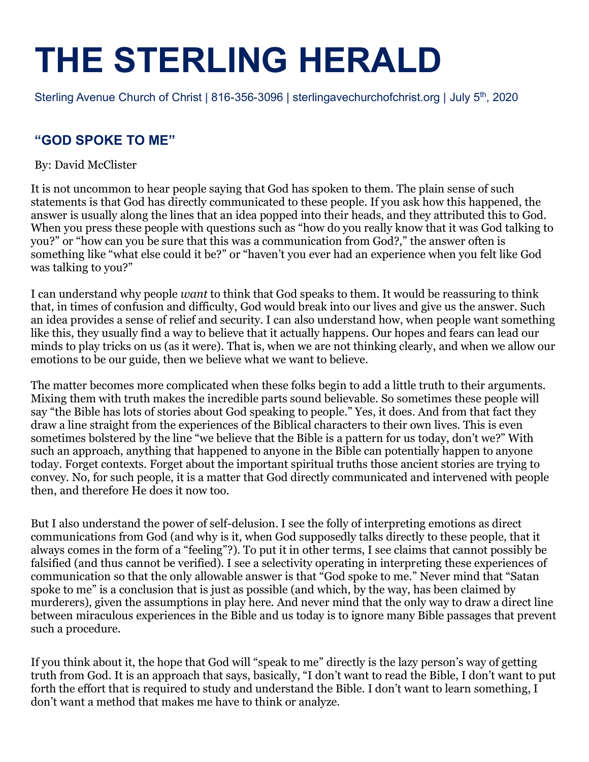# THE STERLING HERALD

Sterling Avenue Church of Christ | 816-356-3096 | sterlingavechurchofchrist.org | July 5th, 2020

## "GOD SPOKE TO ME"

By: David McClister

It is not uncommon to hear people saying that God has spoken to them. The plain sense of such statements is that God has directly communicated to these people. If you ask how this happened, the answer is usually along the lines that an idea popped into their heads, and they attributed this to God. When you press these people with questions such as "how do you really know that it was God talking to you?" or "how can you be sure that this was a communication from God?," the answer often is something like "what else could it be?" or "haven't you ever had an experience when you felt like God was talking to you?"

I can understand why people *want* to think that God speaks to them. It would be reassuring to think that, in times of confusion and difficulty, God would break into our lives and give us the answer. Such an idea provides a sense of relief and security. I can also understand how, when people want something like this, they usually find a way to believe that it actually happens. Our hopes and fears can lead our minds to play tricks on us (as it were). That is, when we are not thinking clearly, and when we allow our emotions to be our guide, then we believe what we want to believe.

The matter becomes more complicated when these folks begin to add a little truth to their arguments. Mixing them with truth makes the incredible parts sound believable. So sometimes these people will say "the Bible has lots of stories about God speaking to people." Yes, it does. And from that fact they draw a line straight from the experiences of the Biblical characters to their own lives. This is even sometimes bolstered by the line "we believe that the Bible is a pattern for us today, don't we?" With such an approach, anything that happened to anyone in the Bible can potentially happen to anyone today. Forget contexts. Forget about the important spiritual truths those ancient stories are trying to convey. No, for such people, it is a matter that God directly communicated and intervened with people then, and therefore He does it now too.

But I also understand the power of self-delusion. I see the folly of interpreting emotions as direct communications from God (and why is it, when God supposedly talks directly to these people, that it always comes in the form of a "feeling"?). To put it in other terms, I see claims that cannot possibly be falsified (and thus cannot be verified). I see a selectivity operating in interpreting these experiences of communication so that the only allowable answer is that "God spoke to me." Never mind that "Satan spoke to me" is a conclusion that is just as possible (and which, by the way, has been claimed by murderers), given the assumptions in play here. And never mind that the only way to draw a direct line between miraculous experiences in the Bible and us today is to ignore many Bible passages that prevent such a procedure.

If you think about it, the hope that God will "speak to me" directly is the lazy person's way of getting truth from God. It is an approach that says, basically, "I don't want to read the Bible, I don't want to put forth the effort that is required to study and understand the Bible. I don't want to learn something, I don't want a method that makes me have to think or analyze.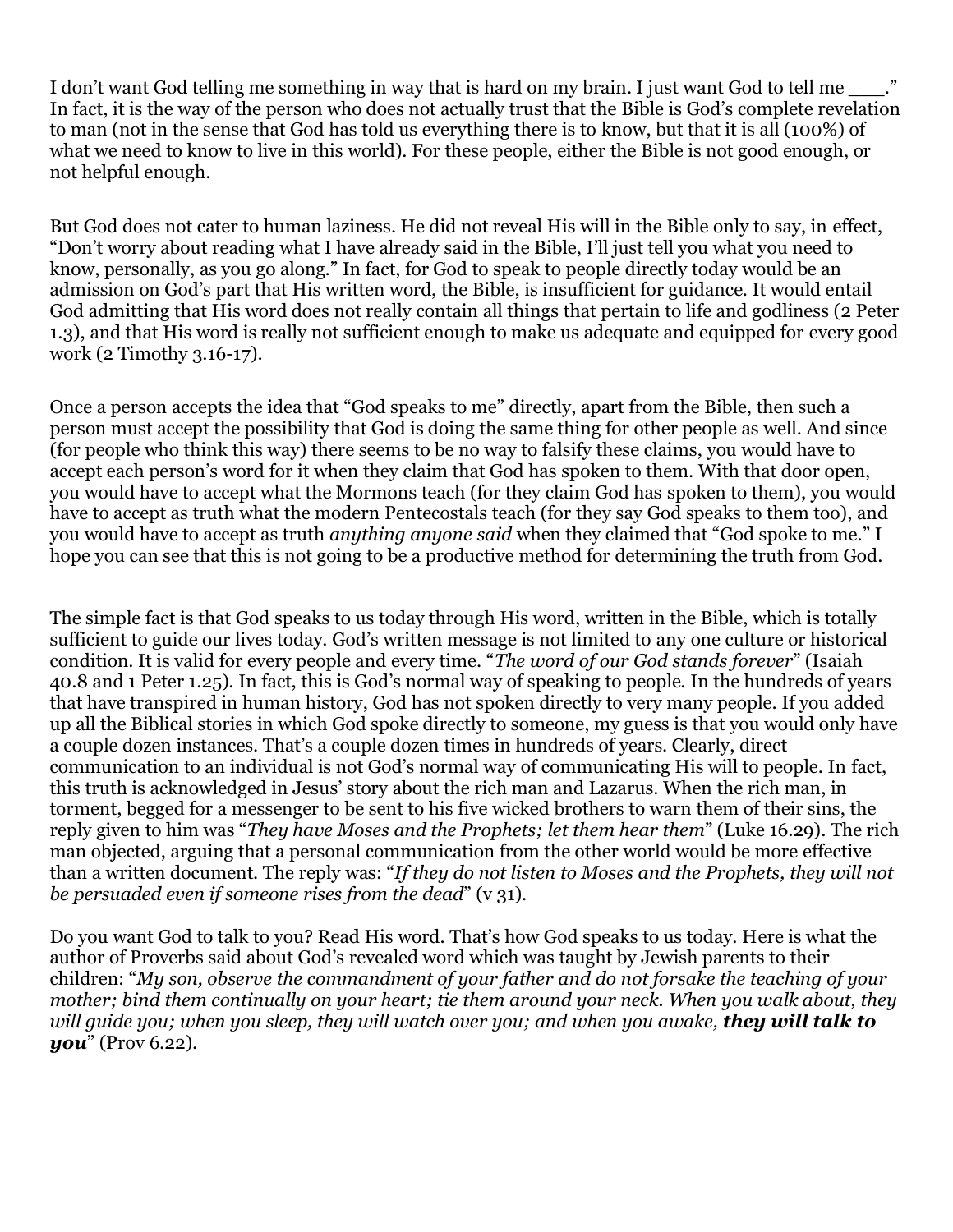I don't want God telling me something in way that is hard on my brain. I just want God to tell me ___." In fact, it is the way of the person who does not actually trust that the Bible is God's complete revelation to man (not in the sense that God has told us everything there is to know, but that it is all (100%) of what we need to know to live in this world). For these people, either the Bible is not good enough, or not helpful enough.

But God does not cater to human laziness. He did not reveal His will in the Bible only to say, in effect, "Don't worry about reading what I have already said in the Bible, I'll just tell you what you need to know, personally, as you go along." In fact, for God to speak to people directly today would be an admission on God's part that His written word, the Bible, is insufficient for guidance. It would entail God admitting that His word does not really contain all things that pertain to life and godliness (2 Peter 1.3), and that His word is really not sufficient enough to make us adequate and equipped for every good work (2 Timothy 3.16-17).

Once a person accepts the idea that "God speaks to me" directly, apart from the Bible, then such a person must accept the possibility that God is doing the same thing for other people as well. And since (for people who think this way) there seems to be no way to falsify these claims, you would have to accept each person's word for it when they claim that God has spoken to them. With that door open, you would have to accept what the Mormons teach (for they claim God has spoken to them), you would have to accept as truth what the modern Pentecostals teach (for they say God speaks to them too), and you would have to accept as truth *anything anyone said* when they claimed that "God spoke to me." I hope you can see that this is not going to be a productive method for determining the truth from God.

The simple fact is that God speaks to us today through His word, written in the Bible, which is totally sufficient to guide our lives today. God's written message is not limited to any one culture or historical condition. It is valid for every people and every time. "*The word of our God stands forever*" (Isaiah 40.8 and 1 Peter 1.25). In fact, this is God's normal way of speaking to people. In the hundreds of years that have transpired in human history, God has not spoken directly to very many people. If you added up all the Biblical stories in which God spoke directly to someone, my guess is that you would only have a couple dozen instances. That's a couple dozen times in hundreds of years. Clearly, direct communication to an individual is not God's normal way of communicating His will to people. In fact, this truth is acknowledged in Jesus' story about the rich man and Lazarus. When the rich man, in torment, begged for a messenger to be sent to his five wicked brothers to warn them of their sins, the reply given to him was "*They have Moses and the Prophets; let them hear them*" (Luke 16.29). The rich man objected, arguing that a personal communication from the other world would be more effective than a written document. The reply was: "*If they do not listen to Moses and the Prophets, they will not be persuaded even if someone rises from the dead*" (v 31).

Do you want God to talk to you? Read His word. That's how God speaks to us today. Here is what the author of Proverbs said about God's revealed word which was taught by Jewish parents to their children: "*My son, observe the commandment of your father and do not forsake the teaching of your mother; bind them continually on your heart; tie them around your neck. When you walk about, they will guide you; when you sleep, they will watch over you; and when you awake, **they will talk to you***" (Prov 6.22).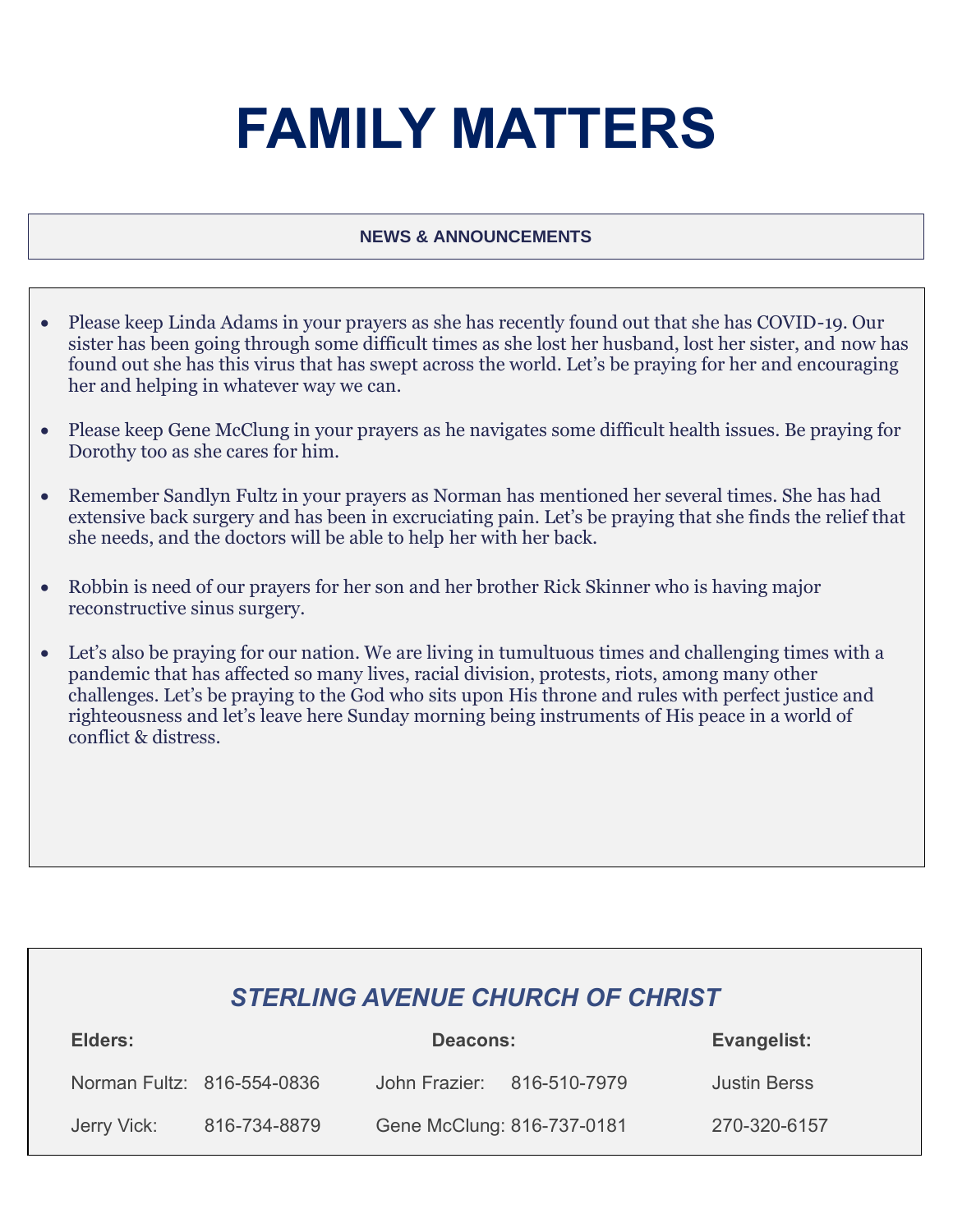# FAMILY MATTERS

## NEWS & ANNOUNCEMENTS

- Please keep Linda Adams in your prayers as she has recently found out that she has COVID-19. Our sister has been going through some difficult times as she lost her husband, lost her sister, and now has found out she has this virus that has swept across the world. Let's be praying for her and encouraging her and helping in whatever way we can.

- Please keep Gene McClung in your prayers as he navigates some difficult health issues. Be praying for Dorothy too as she cares for him.

- Remember Sandlyn Fultz in your prayers as Norman has mentioned her several times. She has had extensive back surgery and has been in excruciating pain. Let's be praying that she finds the relief that she needs, and the doctors will be able to help her with her back.

- Robbin is need of our prayers for her son and her brother Rick Skinner who is having major reconstructive sinus surgery.

- Let's also be praying for our nation. We are living in tumultuous times and challenging times with a pandemic that has affected so many lives, racial division, protests, riots, among many other challenges. Let's be praying to the God who sits upon His throne and rules with perfect justice and righteousness and let's leave here Sunday morning being instruments of His peace in a world of conflict & distress.

## *STERLING AVENUE CHURCH OF CHRIST*

| Elders: | | Deacons: | | Evangelist: |
|---|---|---|---|---|
| Norman Fultz: | 816-554-0836 | John Frazier: | 816-510-7979 | Justin Berss |
| Jerry Vick: | 816-734-8879 | Gene McClung: | 816-737-0181 | 270-320-6157 |